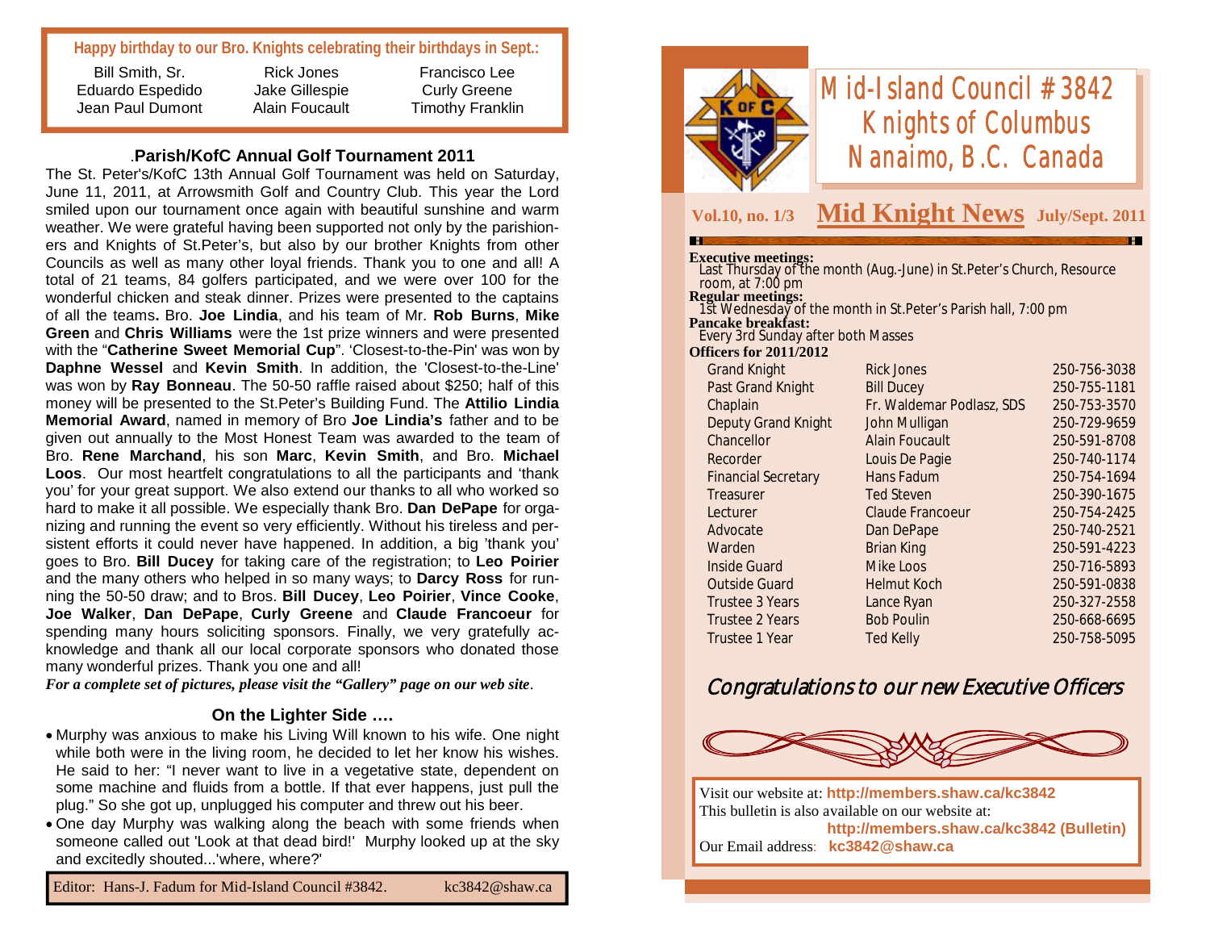**Happy birthday to our Bro. Knights celebrating their birthdays in Sept.:**

| | | |
|---|---|---|
| Bill Smith, Sr. | Rick Jones | Francisco Lee |
| Eduardo Espedido | Jake Gillespie | Curly Greene |
| Jean Paul Dumont | Alain Foucault | Timothy Franklin |

## .Parish/KofC Annual Golf Tournament 2011

The St. Peter's/KofC 13th Annual Golf Tournament was held on Saturday, June 11, 2011, at Arrowsmith Golf and Country Club. This year the Lord smiled upon our tournament once again with beautiful sunshine and warm weather. We were grateful having been supported not only by the parishioners and Knights of St.Peter's, but also by our brother Knights from other Councils as well as many other loyal friends. Thank you to one and all! A total of 21 teams, 84 golfers participated, and we were over 100 for the wonderful chicken and steak dinner. Prizes were presented to the captains of all the teams**.** Bro. **Joe Lindia**, and his team of Mr. **Rob Burns**, **Mike Green** and **Chris Williams** were the 1st prize winners and were presented with the "**Catherine Sweet Memorial Cup**". 'Closest-to-the-Pin' was won by **Daphne Wessel** and **Kevin Smith**. In addition, the 'Closest-to-the-Line' was won by **Ray Bonneau**. The 50-50 raffle raised about $250; half of this money will be presented to the St.Peter's Building Fund. The **Attilio Lindia Memorial Award**, named in memory of Bro **Joe Lindia's** father and to be given out annually to the Most Honest Team was awarded to the team of Bro. **Rene Marchand**, his son **Marc**, **Kevin Smith**, and Bro. **Michael Loos**. Our most heartfelt congratulations to all the participants and 'thank you' for your great support. We also extend our thanks to all who worked so hard to make it all possible. We especially thank Bro. **Dan DePape** for organizing and running the event so very efficiently. Without his tireless and persistent efforts it could never have happened. In addition, a big 'thank you' goes to Bro. **Bill Ducey** for taking care of the registration; to **Leo Poirier** and the many others who helped in so many ways; to **Darcy Ross** for running the 50-50 draw; and to Bros. **Bill Ducey**, **Leo Poirier**, **Vince Cooke**, **Joe Walker**, **Dan DePape**, **Curly Greene** and **Claude Francoeur** for spending many hours soliciting sponsors. Finally, we very gratefully acknowledge and thank all our local corporate sponsors who donated those many wonderful prizes. Thank you one and all!

***For a complete set of pictures, please visit the "Gallery" page on our web site*.**

## On the Lighter Side ….

- Murphy was anxious to make his Living Will known to his wife. One night while both were in the living room, he decided to let her know his wishes. He said to her: "I never want to live in a vegetative state, dependent on some machine and fluids from a bottle. If that ever happens, just pull the plug." So she got up, unplugged his computer and threw out his beer.
- One day Murphy was walking along the beach with some friends when someone called out 'Look at that dead bird!' Murphy looked up at the sky and excitedly shouted...'where, where?'

Editor: Hans-J. Fadum for Mid-Island Council #3842. kc3842@shaw.ca

# Mid-Island Council #3842 Knights of Columbus Nanaimo, B.C. Canada

**Vol.10, no. 1/3** **Mid Knight News** **July/Sept. 2011**

**Executive meetings:**
Last Thursday of the month (Aug.-June) in St.Peter's Church, Resource room, at 7:00 pm

**Regular meetings:**
1st Wednesday of the month in St.Peter's Parish hall, 7:00 pm

**Pancake breakfast:**
Every 3rd Sunday after both Masses

**Officers for 2011/2012**

| | | |
|---|---|---|
| Grand Knight | Rick Jones | 250-756-3038 |
| Past Grand Knight | Bill Ducey | 250-755-1181 |
| Chaplain | Fr. Waldemar Podlasz, SDS | 250-753-3570 |
| Deputy Grand Knight | John Mulligan | 250-729-9659 |
| Chancellor | Alain Foucault | 250-591-8708 |
| Recorder | Louis De Pagie | 250-740-1174 |
| Financial Secretary | Hans Fadum | 250-754-1694 |
| Treasurer | Ted Steven | 250-390-1675 |
| Lecturer | Claude Francoeur | 250-754-2425 |
| Advocate | Dan DePape | 250-740-2521 |
| Warden | Brian King | 250-591-4223 |
| Inside Guard | Mike Loos | 250-716-5893 |
| Outside Guard | Helmut Koch | 250-591-0838 |
| Trustee 3 Years | Lance Ryan | 250-327-2558 |
| Trustee 2 Years | Bob Poulin | 250-668-6695 |
| Trustee 1 Year | Ted Kelly | 250-758-5095 |

*Congratulations to our new Executive Officers*

Visit our website at: **http://members.shaw.ca/kc3842**
This bulletin is also available on our website at:
**http://members.shaw.ca/kc3842 (Bulletin)**
Our Email address: **kc3842@shaw.ca**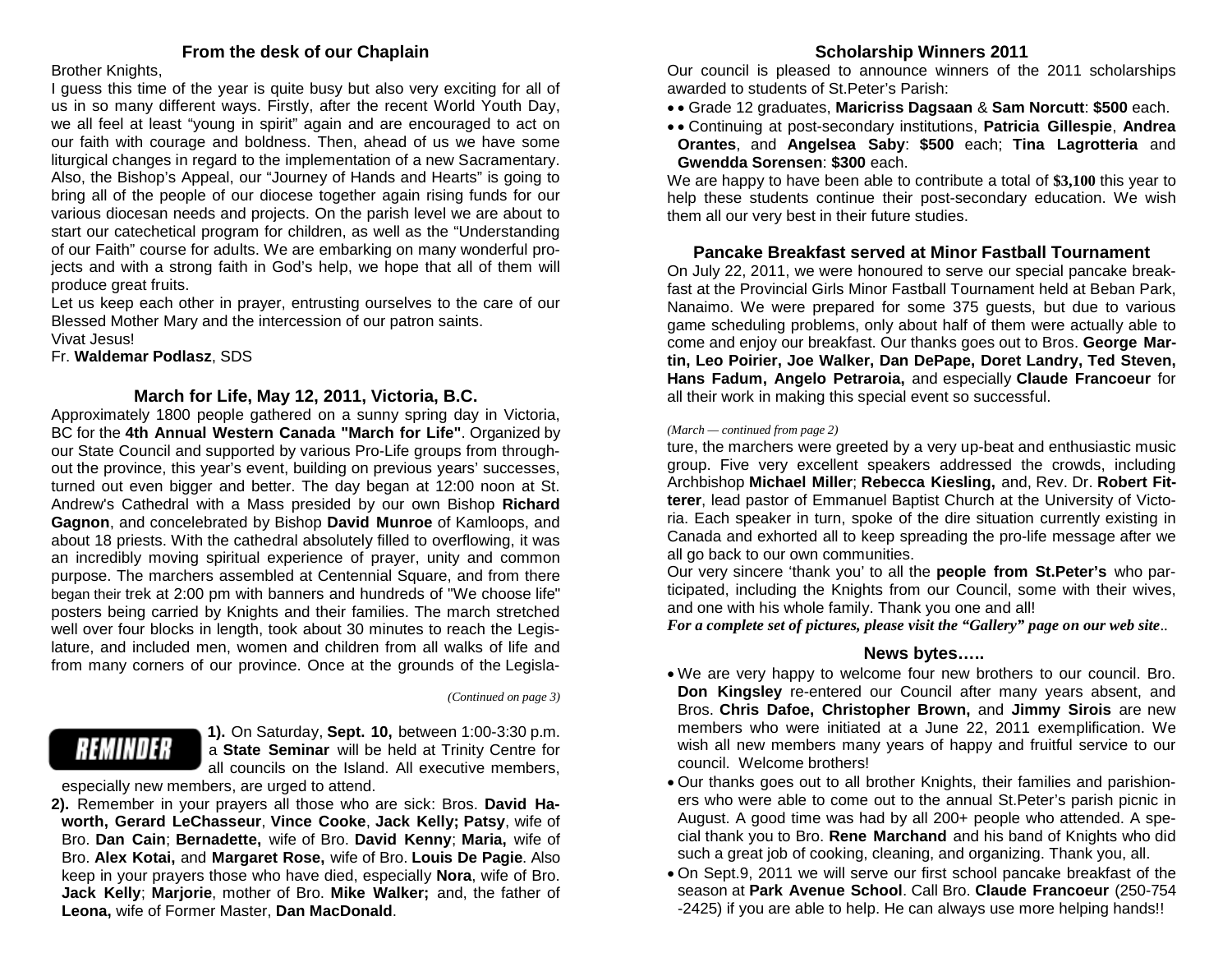## From the desk of our Chaplain

Brother Knights,

I guess this time of the year is quite busy but also very exciting for all of us in so many different ways. Firstly, after the recent World Youth Day, we all feel at least "young in spirit" again and are encouraged to act on our faith with courage and boldness. Then, ahead of us we have some liturgical changes in regard to the implementation of a new Sacramentary. Also, the Bishop's Appeal, our "Journey of Hands and Hearts" is going to bring all of the people of our diocese together again rising funds for our various diocesan needs and projects. On the parish level we are about to start our catechetical program for children, as well as the "Understanding of our Faith" course for adults. We are embarking on many wonderful projects and with a strong faith in God's help, we hope that all of them will produce great fruits.

Let us keep each other in prayer, entrusting ourselves to the care of our Blessed Mother Mary and the intercession of our patron saints.

Vivat Jesus!

Fr. **Waldemar Podlasz**, SDS

## March for Life, May 12, 2011, Victoria, B.C.

Approximately 1800 people gathered on a sunny spring day in Victoria, BC for the **4th Annual Western Canada "March for Life"**. Organized by our State Council and supported by various Pro-Life groups from throughout the province, this year's event, building on previous years' successes, turned out even bigger and better. The day began at 12:00 noon at St. Andrew's Cathedral with a Mass presided by our own Bishop **Richard Gagnon**, and concelebrated by Bishop **David Munroe** of Kamloops, and about 18 priests. With the cathedral absolutely filled to overflowing, it was an incredibly moving spiritual experience of prayer, unity and common purpose. The marchers assembled at Centennial Square, and from there began their trek at 2:00 pm with banners and hundreds of "We choose life" posters being carried by Knights and their families. The march stretched well over four blocks in length, took about 30 minutes to reach the Legislature, and included men, women and children from all walks of life and from many corners of our province. Once at the grounds of the Legisla-

*(Continued on page 3)*

**REMINDER**

**1).** On Saturday, **Sept. 10,** between 1:00-3:30 p.m. a **State Seminar** will be held at Trinity Centre for all councils on the Island. All executive members, especially new members, are urged to attend.

**2).** Remember in your prayers all those who are sick: Bros. **David Haworth, Gerard LeChasseur**, **Vince Cooke**, **Jack Kelly; Patsy**, wife of Bro. **Dan Cain**; **Bernadette,** wife of Bro. **David Kenny**; **Maria,** wife of Bro. **Alex Kotai,** and **Margaret Rose,** wife of Bro. **Louis De Pagie**. Also keep in your prayers those who have died, especially **Nora**, wife of Bro. **Jack Kelly**; **Marjorie**, mother of Bro. **Mike Walker;** and, the father of **Leona,** wife of Former Master, **Dan MacDonald**.

## Scholarship Winners 2011

Our council is pleased to announce winners of the 2011 scholarships awarded to students of St.Peter's Parish:

- Grade 12 graduates, **Maricriss Dagsaan** & **Sam Norcutt**: **$500** each.
- Continuing at post-secondary institutions, **Patricia Gillespie**, **Andrea Orantes**, and **Angelsea Saby**: **$500** each; **Tina Lagrotteria** and **Gwendda Sorensen**: **$300** each.

We are happy to have been able to contribute a total of **$3,100** this year to help these students continue their post-secondary education. We wish them all our very best in their future studies.

## Pancake Breakfast served at Minor Fastball Tournament

On July 22, 2011, we were honoured to serve our special pancake breakfast at the Provincial Girls Minor Fastball Tournament held at Beban Park, Nanaimo. We were prepared for some 375 guests, but due to various game scheduling problems, only about half of them were actually able to come and enjoy our breakfast. Our thanks goes out to Bros. **George Martin, Leo Poirier, Joe Walker, Dan DePape, Doret Landry, Ted Steven, Hans Fadum, Angelo Petraroia,** and especially **Claude Francoeur** for all their work in making this special event so successful.

*(March — continued from page 2)*

ture, the marchers were greeted by a very up-beat and enthusiastic music group. Five very excellent speakers addressed the crowds, including Archbishop **Michael Miller**; **Rebecca Kiesling,** and, Rev. Dr. **Robert Fitterer**, lead pastor of Emmanuel Baptist Church at the University of Victoria. Each speaker in turn, spoke of the dire situation currently existing in Canada and exhorted all to keep spreading the pro-life message after we all go back to our own communities.

Our very sincere 'thank you' to all the **people from St.Peter's** who participated, including the Knights from our Council, some with their wives, and one with his whole family. Thank you one and all!

***For a complete set of pictures, please visit the "Gallery" page on our web site**..*

## News bytes…..

- We are very happy to welcome four new brothers to our council. Bro. **Don Kingsley** re-entered our Council after many years absent, and Bros. **Chris Dafoe, Christopher Brown,** and **Jimmy Sirois** are new members who were initiated at a June 22, 2011 exemplification. We wish all new members many years of happy and fruitful service to our council. Welcome brothers!
- Our thanks goes out to all brother Knights, their families and parishioners who were able to come out to the annual St.Peter's parish picnic in August. A good time was had by all 200+ people who attended. A special thank you to Bro. **Rene Marchand** and his band of Knights who did such a great job of cooking, cleaning, and organizing. Thank you, all.
- On Sept.9, 2011 we will serve our first school pancake breakfast of the season at **Park Avenue School**. Call Bro. **Claude Francoeur** (250-754 -2425) if you are able to help. He can always use more helping hands!!